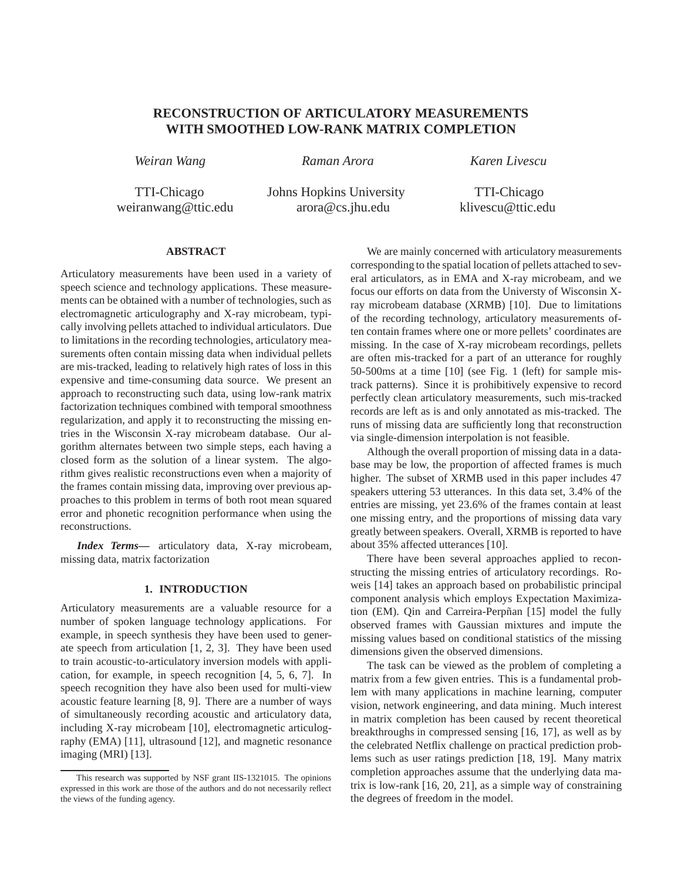# RECONSTRUCTION OF ARTICULATORY MEASUREMENTS WITH SMOOTHED LOW-RANK MATRIX COMPLETION

*Weiran Wang*
TTI-Chicago
weiranwang@ttic.edu

*Raman Arora*
Johns Hopkins University
arora@cs.jhu.edu

*Karen Livescu*
TTI-Chicago
klivescu@ttic.edu

## ABSTRACT

Articulatory measurements have been used in a variety of speech science and technology applications. These measurements can be obtained with a number of technologies, such as electromagnetic articulography and X-ray microbeam, typically involving pellets attached to individual articulators. Due to limitations in the recording technologies, articulatory measurements often contain missing data when individual pellets are mis-tracked, leading to relatively high rates of loss in this expensive and time-consuming data source. We present an approach to reconstructing such data, using low-rank matrix factorization techniques combined with temporal smoothness regularization, and apply it to reconstructing the missing entries in the Wisconsin X-ray microbeam database. Our algorithm alternates between two simple steps, each having a closed form as the solution of a linear system. The algorithm gives realistic reconstructions even when a majority of the frames contain missing data, improving over previous approaches to this problem in terms of both root mean squared error and phonetic recognition performance when using the reconstructions.

***Index Terms*—** articulatory data, X-ray microbeam, missing data, matrix factorization

## 1. INTRODUCTION

Articulatory measurements are a valuable resource for a number of spoken language technology applications. For example, in speech synthesis they have been used to generate speech from articulation [1, 2, 3]. They have been used to train acoustic-to-articulatory inversion models with application, for example, in speech recognition [4, 5, 6, 7]. In speech recognition they have also been used for multi-view acoustic feature learning [8, 9]. There are a number of ways of simultaneously recording acoustic and articulatory data, including X-ray microbeam [10], electromagnetic articulography (EMA) [11], ultrasound [12], and magnetic resonance imaging (MRI) [13].

We are mainly concerned with articulatory measurements corresponding to the spatial location of pellets attached to several articulators, as in EMA and X-ray microbeam, and we focus our efforts on data from the Universty of Wisconsin X-ray microbeam database (XRMB) [10]. Due to limitations of the recording technology, articulatory measurements often contain frames where one or more pellets' coordinates are missing. In the case of X-ray microbeam recordings, pellets are often mis-tracked for a part of an utterance for roughly 50-500ms at a time [10] (see Fig. 1 (left) for sample mis-track patterns). Since it is prohibitively expensive to record perfectly clean articulatory measurements, such mis-tracked records are left as is and only annotated as mis-tracked. The runs of missing data are sufficiently long that reconstruction via single-dimension interpolation is not feasible.

Although the overall proportion of missing data in a database may be low, the proportion of affected frames is much higher. The subset of XRMB used in this paper includes 47 speakers uttering 53 utterances. In this data set, 3.4% of the entries are missing, yet 23.6% of the frames contain at least one missing entry, and the proportions of missing data vary greatly between speakers. Overall, XRMB is reported to have about 35% affected utterances [10].

There have been several approaches applied to reconstructing the missing entries of articulatory recordings. Roweis [14] takes an approach based on probabilistic principal component analysis which employs Expectation Maximization (EM). Qin and Carreira-Perpñan [15] model the fully observed frames with Gaussian mixtures and impute the missing values based on conditional statistics of the missing dimensions given the observed dimensions.

The task can be viewed as the problem of completing a matrix from a few given entries. This is a fundamental problem with many applications in machine learning, computer vision, network engineering, and data mining. Much interest in matrix completion has been caused by recent theoretical breakthroughs in compressed sensing [16, 17], as well as by the celebrated Netflix challenge on practical prediction problems such as user ratings prediction [18, 19]. Many matrix completion approaches assume that the underlying data matrix is low-rank [16, 20, 21], as a simple way of constraining the degrees of freedom in the model.

This research was supported by NSF grant IIS-1321015. The opinions expressed in this work are those of the authors and do not necessarily reflect the views of the funding agency.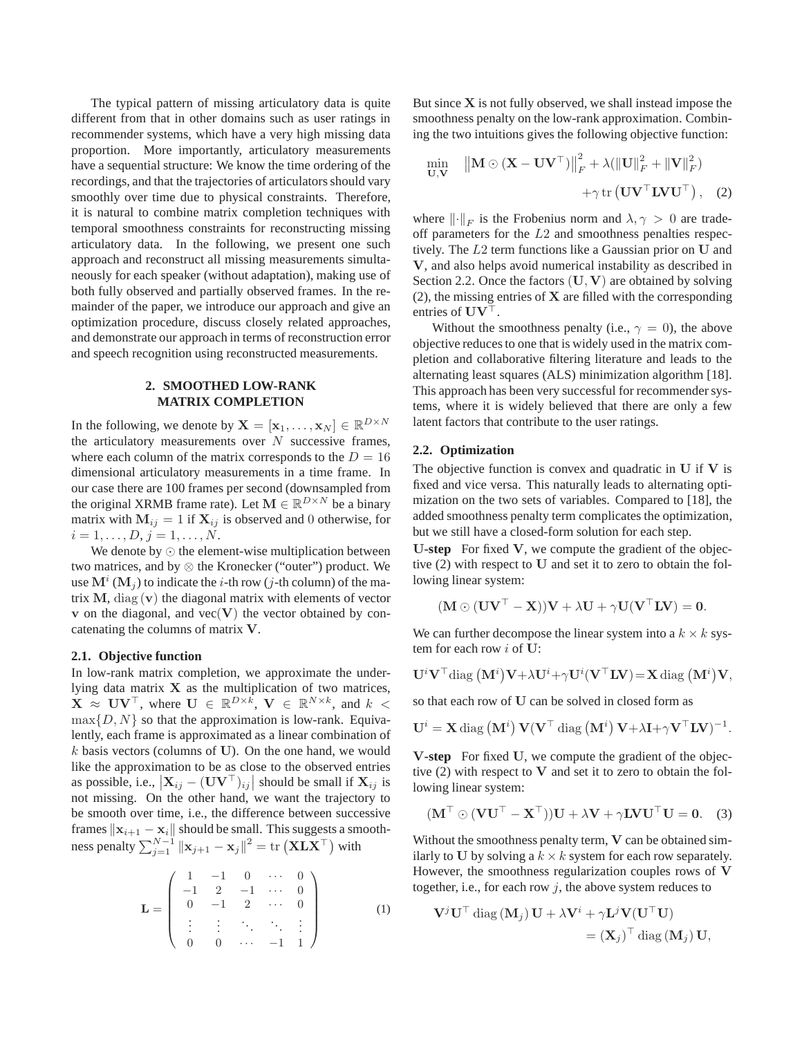The typical pattern of missing articulatory data is quite different from that in other domains such as user ratings in recommender systems, which have a very high missing data proportion. More importantly, articulatory measurements have a sequential structure: We know the time ordering of the recordings, and that the trajectories of articulators should vary smoothly over time due to physical constraints. Therefore, it is natural to combine matrix completion techniques with temporal smoothness constraints for reconstructing missing articulatory data. In the following, we present one such approach and reconstruct all missing measurements simultaneously for each speaker (without adaptation), making use of both fully observed and partially observed frames. In the remainder of the paper, we introduce our approach and give an optimization procedure, discuss closely related approaches, and demonstrate our approach in terms of reconstruction error and speech recognition using reconstructed measurements.

## 2. SMOOTHED LOW-RANK MATRIX COMPLETION

In the following, we denote by $\mathbf{X} = [\mathbf{x}_1, \dots, \mathbf{x}_N] \in \mathbb{R}^{D \times N}$ the articulatory measurements over $N$ successive frames, where each column of the matrix corresponds to the $D = 16$ dimensional articulatory measurements in a time frame. In our case there are 100 frames per second (downsampled from the original XRMB frame rate). Let $\mathbf{M} \in \mathbb{R}^{D \times N}$ be a binary matrix with $\mathbf{M}_{ij} = 1$ if $\mathbf{X}_{ij}$ is observed and 0 otherwise, for $i = 1, \dots, D$, $j = 1, \dots, N$.

We denote by $\odot$ the element-wise multiplication between two matrices, and by $\otimes$ the Kronecker ("outer") product. We use $\mathbf{M}^i$ ($\mathbf{M}_j$) to indicate the $i$-th row ($j$-th column) of the matrix $\mathbf{M}$, $\operatorname{diag}(\mathbf{v})$ the diagonal matrix with elements of vector $\mathbf{v}$ on the diagonal, and $\operatorname{vec}(\mathbf{V})$ the vector obtained by concatenating the columns of matrix $\mathbf{V}$.

### 2.1. Objective function

In low-rank matrix completion, we approximate the underlying data matrix $\mathbf{X}$ as the multiplication of two matrices, $\mathbf{X} \approx \mathbf{U}\mathbf{V}^\top$, where $\mathbf{U} \in \mathbb{R}^{D \times k}$, $\mathbf{V} \in \mathbb{R}^{N \times k}$, and $k < \max\{D, N\}$ so that the approximation is low-rank. Equivalently, each frame is approximated as a linear combination of $k$ basis vectors (columns of $\mathbf{U}$). On the one hand, we would like the approximation to be as close to the observed entries as possible, i.e., $\left|\mathbf{X}_{ij} - (\mathbf{U}\mathbf{V}^\top)_{ij}\right|$ should be small if $\mathbf{X}_{ij}$ is not missing. On the other hand, we want the trajectory to be smooth over time, i.e., the difference between successive frames $\left\|\mathbf{x}_{i+1} - \mathbf{x}_i\right\|$ should be small. This suggests a smoothness penalty $\sum_{j=1}^{N-1} \left\|\mathbf{x}_{j+1} - \mathbf{x}_j\right\|^2 = \operatorname{tr}\left(\mathbf{X}\mathbf{L}\mathbf{X}^\top\right)$ with

$$
\mathbf{L} = \begin{pmatrix} 1 & -1 & 0 & \cdots & 0 \\ -1 & 2 & -1 & \cdots & 0 \\ 0 & -1 & 2 & \cdots & 0 \\ \vdots & \vdots & \ddots & \ddots & \vdots \\ 0 & 0 & \cdots & -1 & 1 \end{pmatrix} \tag{1}
$$

But since $\mathbf{X}$ is not fully observed, we shall instead impose the smoothness penalty on the low-rank approximation. Combining the two intuitions gives the following objective function:

$$
\min_{\mathbf{U},\mathbf{V}} \quad \left\|\mathbf{M} \odot (\mathbf{X} - \mathbf{U}\mathbf{V}^\top)\right\|_F^2 + \lambda(\left\|\mathbf{U}\right\|_F^2 + \left\|\mathbf{V}\right\|_F^2) + \gamma \operatorname{tr}\left(\mathbf{U}\mathbf{V}^\top\mathbf{L}\mathbf{V}\mathbf{U}^\top\right), \tag{2}
$$

where $\left\|\cdot\right\|_F$ is the Frobenius norm and $\lambda, \gamma > 0$ are tradeoff parameters for the $L2$ and smoothness penalties respectively. The $L2$ term functions like a Gaussian prior on $\mathbf{U}$ and $\mathbf{V}$, and also helps avoid numerical instability as described in Section 2.2. Once the factors $(\mathbf{U}, \mathbf{V})$ are obtained by solving (2), the missing entries of $\mathbf{X}$ are filled with the corresponding entries of $\mathbf{U}\mathbf{V}^\top$.

Without the smoothness penalty (i.e., $\gamma = 0$), the above objective reduces to one that is widely used in the matrix completion and collaborative filtering literature and leads to the alternating least squares (ALS) minimization algorithm [18]. This approach has been very successful for recommender systems, where it is widely believed that there are only a few latent factors that contribute to the user ratings.

### 2.2. Optimization

The objective function is convex and quadratic in $\mathbf{U}$ if $\mathbf{V}$ is fixed and vice versa. This naturally leads to alternating optimization on the two sets of variables. Compared to [18], the added smoothness penalty term complicates the optimization, but we still have a closed-form solution for each step.

**U-step** For fixed $\mathbf{V}$, we compute the gradient of the objective (2) with respect to $\mathbf{U}$ and set it to zero to obtain the following linear system:

$$
(\mathbf{M} \odot (\mathbf{U}\mathbf{V}^\top - \mathbf{X}))\mathbf{V} + \lambda\mathbf{U} + \gamma\mathbf{U}(\mathbf{V}^\top\mathbf{L}\mathbf{V}) = \mathbf{0}.
$$

We can further decompose the linear system into a $k \times k$ system for each row $i$ of $\mathbf{U}$:

$$
\mathbf{U}^i\mathbf{V}^\top\operatorname{diag}\left(\mathbf{M}^i\right)\mathbf{V} + \lambda\mathbf{U}^i + \gamma\mathbf{U}^i(\mathbf{V}^\top\mathbf{L}\mathbf{V}) = \mathbf{X}\operatorname{diag}\left(\mathbf{M}^i\right)\mathbf{V},
$$

so that each row of $\mathbf{U}$ can be solved in closed form as

$$
\mathbf{U}^i = \mathbf{X}\operatorname{diag}\left(\mathbf{M}^i\right)\mathbf{V}(\mathbf{V}^\top\operatorname{diag}\left(\mathbf{M}^i\right)\mathbf{V} + \lambda\mathbf{I} + \gamma\mathbf{V}^\top\mathbf{L}\mathbf{V})^{-1}.
$$

**V-step** For fixed $\mathbf{U}$, we compute the gradient of the objective (2) with respect to $\mathbf{V}$ and set it to zero to obtain the following linear system:

$$
(\mathbf{M}^\top \odot (\mathbf{V}\mathbf{U}^\top - \mathbf{X}^\top))\mathbf{U} + \lambda\mathbf{V} + \gamma\mathbf{L}\mathbf{V}\mathbf{U}^\top\mathbf{U} = \mathbf{0}. \tag{3}
$$

Without the smoothness penalty term, $\mathbf{V}$ can be obtained similarly to $\mathbf{U}$ by solving a $k \times k$ system for each row separately. However, the smoothness regularization couples rows of $\mathbf{V}$ together, i.e., for each row $j$, the above system reduces to

$$
\mathbf{V}^j\mathbf{U}^\top\operatorname{diag}\left(\mathbf{M}_j\right)\mathbf{U} + \lambda\mathbf{V}^i + \gamma\mathbf{L}^j\mathbf{V}(\mathbf{U}^\top\mathbf{U}) = \left(\mathbf{X}_j\right)^\top\operatorname{diag}\left(\mathbf{M}_j\right)\mathbf{U},
$$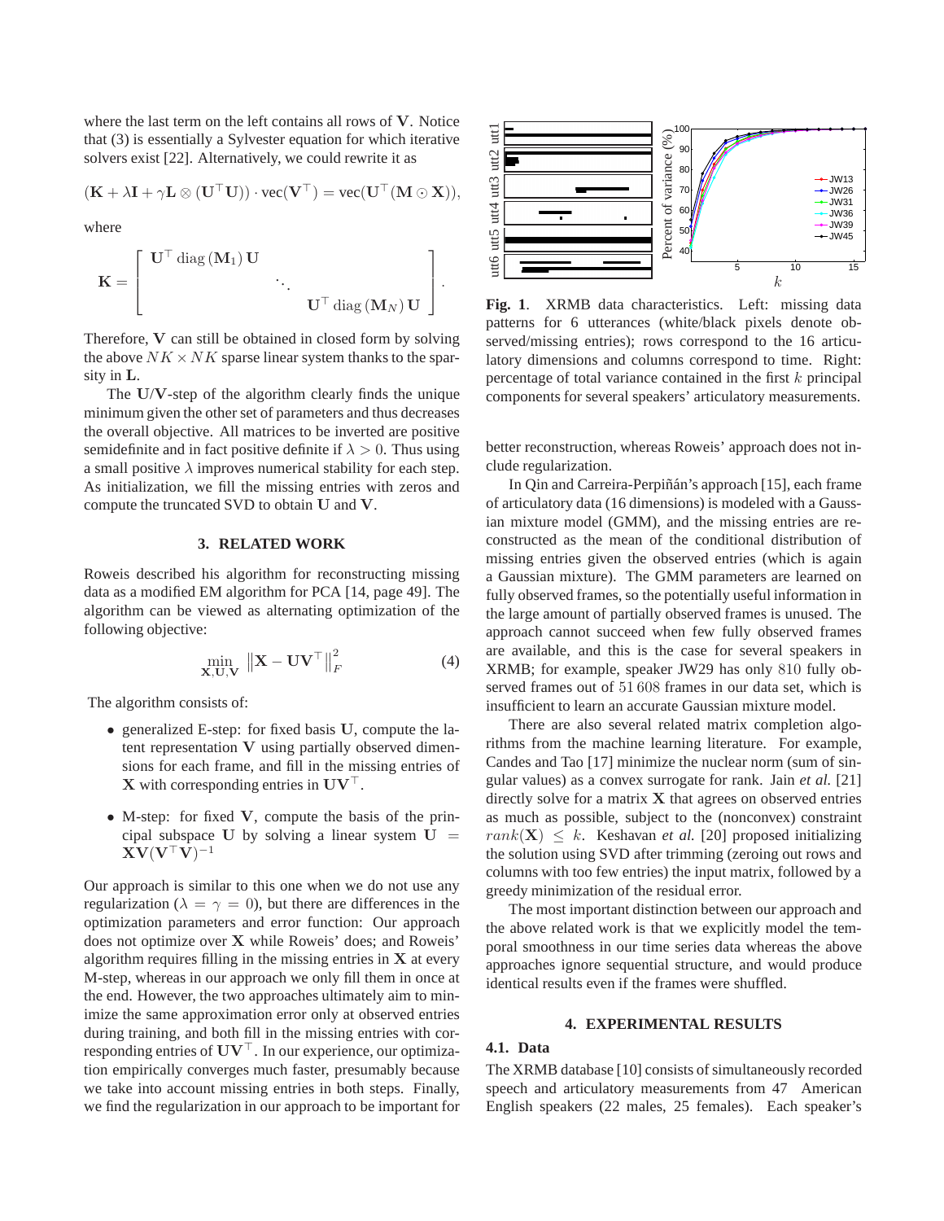where the last term on the left contains all rows of $\mathbf{V}$. Notice that (3) is essentially a Sylvester equation for which iterative solvers exist [22]. Alternatively, we could rewrite it as

$$(\mathbf{K} + \lambda \mathbf{I} + \gamma \mathbf{L} \otimes (\mathbf{U}^\top \mathbf{U})) \cdot \text{vec}(\mathbf{V}^\top) = \text{vec}(\mathbf{U}^\top (\mathbf{M} \odot \mathbf{X})),$$

where

$$\mathbf{K} = \begin{bmatrix} \mathbf{U}^\top \operatorname{diag}(\mathbf{M}_1) \mathbf{U} & & \\ & \ddots & \\ & & \mathbf{U}^\top \operatorname{diag}(\mathbf{M}_N) \mathbf{U} \end{bmatrix}.$$

Therefore, $\mathbf{V}$ can still be obtained in closed form by solving the above $NK \times NK$ sparse linear system thanks to the sparsity in $\mathbf{L}$.

The $\mathbf{U}/\mathbf{V}$-step of the algorithm clearly finds the unique minimum given the other set of parameters and thus decreases the overall objective. All matrices to be inverted are positive semidefinite and in fact positive definite if $\lambda > 0$. Thus using a small positive $\lambda$ improves numerical stability for each step. As initialization, we fill the missing entries with zeros and compute the truncated SVD to obtain $\mathbf{U}$ and $\mathbf{V}$.

## 3. RELATED WORK

Roweis described his algorithm for reconstructing missing data as a modified EM algorithm for PCA [14, page 49]. The algorithm can be viewed as alternating optimization of the following objective:

$$\min_{\mathbf{X}, \mathbf{U}, \mathbf{V}} \left\| \mathbf{X} - \mathbf{U}\mathbf{V}^\top \right\|_F^2 \tag{4}$$

The algorithm consists of:

- generalized E-step: for fixed basis $\mathbf{U}$, compute the latent representation $\mathbf{V}$ using partially observed dimensions for each frame, and fill in the missing entries of $\mathbf{X}$ with corresponding entries in $\mathbf{U}\mathbf{V}^\top$.
- M-step: for fixed $\mathbf{V}$, compute the basis of the principal subspace $\mathbf{U}$ by solving a linear system $\mathbf{U} = \mathbf{X}\mathbf{V}(\mathbf{V}^\top \mathbf{V})^{-1}$

Our approach is similar to this one when we do not use any regularization ($\lambda = \gamma = 0$), but there are differences in the optimization parameters and error function: Our approach does not optimize over $\mathbf{X}$ while Roweis' does; and Roweis' algorithm requires filling in the missing entries in $\mathbf{X}$ at every M-step, whereas in our approach we only fill them in once at the end. However, the two approaches ultimately aim to minimize the same approximation error only at observed entries during training, and both fill in the missing entries with corresponding entries of $\mathbf{U}\mathbf{V}^\top$. In our experience, our optimization empirically converges much faster, presumably because we take into account missing entries in both steps. Finally, we find the regularization in our approach to be important for better reconstruction, whereas Roweis' approach does not include regularization.

utt1
utt2
utt3
utt4
utt5
utt6

Percent of variance (%)
100
90
80
70
60
50
40
5
10
15
$k$
JW13
JW26
JW31
JW36
JW39
JW45

**Fig. 1**. XRMB data characteristics. Left: missing data patterns for 6 utterances (white/black pixels denote observed/missing entries); rows correspond to the 16 articulatory dimensions and columns correspond to time. Right: percentage of total variance contained in the first $k$ principal components for several speakers' articulatory measurements.

In Qin and Carreira-Perpiñán's approach [15], each frame of articulatory data (16 dimensions) is modeled with a Gaussian mixture model (GMM), and the missing entries are reconstructed as the mean of the conditional distribution of missing entries given the observed entries (which is again a Gaussian mixture). The GMM parameters are learned on fully observed frames, so the potentially useful information in the large amount of partially observed frames is unused. The approach cannot succeed when few fully observed frames are available, and this is the case for several speakers in XRMB; for example, speaker JW29 has only 810 fully observed frames out of 51 608 frames in our data set, which is insufficient to learn an accurate Gaussian mixture model.

There are also several related matrix completion algorithms from the machine learning literature. For example, Candes and Tao [17] minimize the nuclear norm (sum of singular values) as a convex surrogate for rank. Jain *et al.* [21] directly solve for a matrix $\mathbf{X}$ that agrees on observed entries as much as possible, subject to the (nonconvex) constraint $rank(\mathbf{X}) \leq k$. Keshavan *et al.* [20] proposed initializing the solution using SVD after trimming (zeroing out rows and columns with too few entries) the input matrix, followed by a greedy minimization of the residual error.

The most important distinction between our approach and the above related work is that we explicitly model the temporal smoothness in our time series data whereas the above approaches ignore sequential structure, and would produce identical results even if the frames were shuffled.

## 4. EXPERIMENTAL RESULTS

### 4.1. Data

The XRMB database [10] consists of simultaneously recorded speech and articulatory measurements from 47 American English speakers (22 males, 25 females). Each speaker's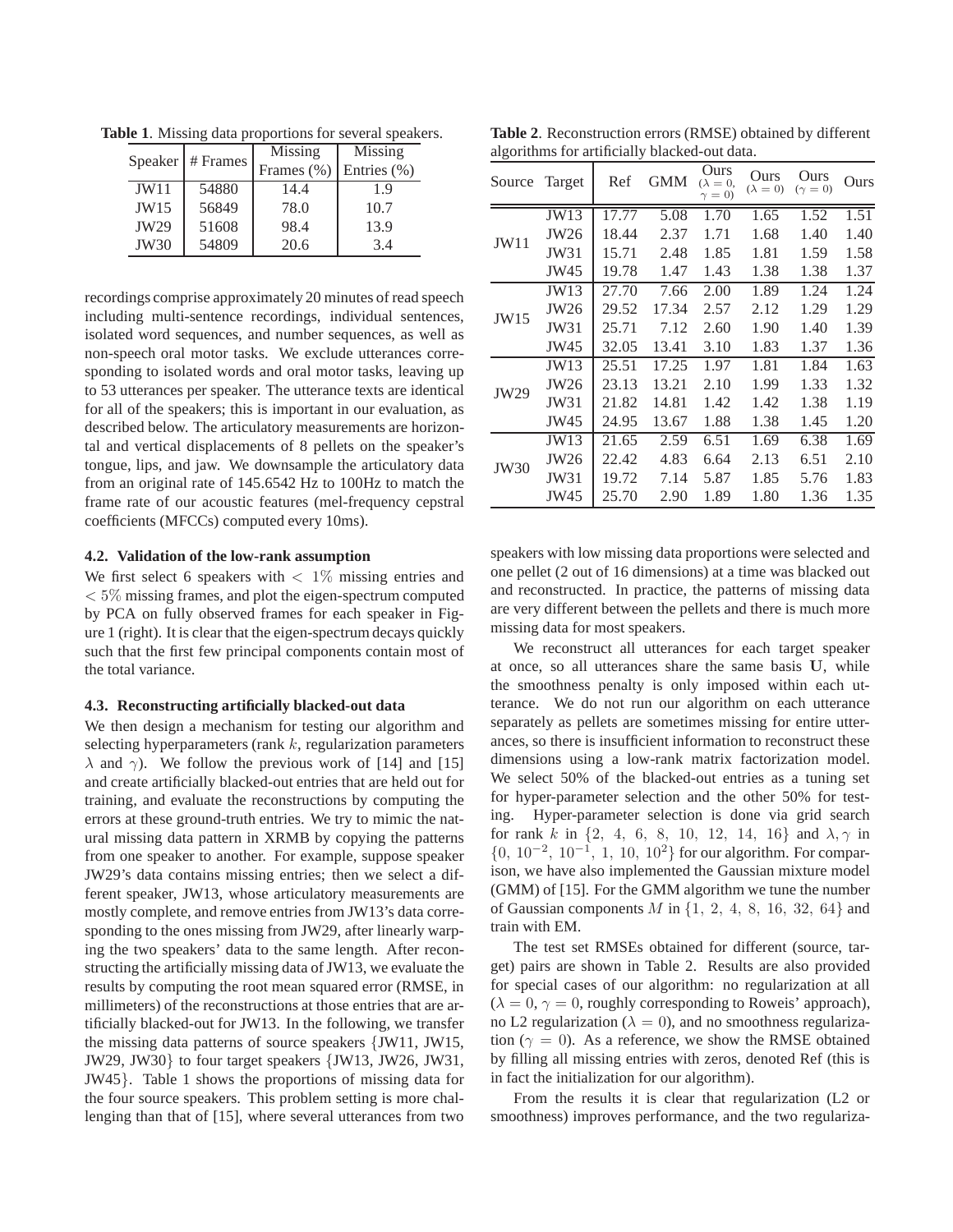**Table 1**. Missing data proportions for several speakers.

| Speaker | # Frames | Missing Frames (%) | Missing Entries (%) |
|---|---|---|---|
| JW11 | 54880 | 14.4 | 1.9 |
| JW15 | 56849 | 78.0 | 10.7 |
| JW29 | 51608 | 98.4 | 13.9 |
| JW30 | 54809 | 20.6 | 3.4 |

recordings comprise approximately 20 minutes of read speech including multi-sentence recordings, individual sentences, isolated word sequences, and number sequences, as well as non-speech oral motor tasks. We exclude utterances corresponding to isolated words and oral motor tasks, leaving up to 53 utterances per speaker. The utterance texts are identical for all of the speakers; this is important in our evaluation, as described below. The articulatory measurements are horizontal and vertical displacements of 8 pellets on the speaker's tongue, lips, and jaw. We downsample the articulatory data from an original rate of 145.6542 Hz to 100Hz to match the frame rate of our acoustic features (mel-frequency cepstral coefficients (MFCCs) computed every 10ms).

### 4.2. Validation of the low-rank assumption

We first select 6 speakers with $< 1\%$ missing entries and $< 5\%$ missing frames, and plot the eigen-spectrum computed by PCA on fully observed frames for each speaker in Figure 1 (right). It is clear that the eigen-spectrum decays quickly such that the first few principal components contain most of the total variance.

### 4.3. Reconstructing artificially blacked-out data

We then design a mechanism for testing our algorithm and selecting hyperparameters (rank $k$, regularization parameters $\lambda$ and $\gamma$). We follow the previous work of [14] and [15] and create artificially blacked-out entries that are held out for training, and evaluate the reconstructions by computing the errors at these ground-truth entries. We try to mimic the natural missing data pattern in XRMB by copying the patterns from one speaker to another. For example, suppose speaker JW29's data contains missing entries; then we select a different speaker, JW13, whose articulatory measurements are mostly complete, and remove entries from JW13's data corresponding to the ones missing from JW29, after linearly warping the two speakers' data to the same length. After reconstructing the artificially missing data of JW13, we evaluate the results by computing the root mean squared error (RMSE, in millimeters) of the reconstructions at those entries that are artificially blacked-out for JW13. In the following, we transfer the missing data patterns of source speakers {JW11, JW15, JW29, JW30} to four target speakers {JW13, JW26, JW31, JW45}. Table 1 shows the proportions of missing data for the four source speakers. This problem setting is more challenging than that of [15], where several utterances from two speakers with low missing data proportions were selected and one pellet (2 out of 16 dimensions) at a time was blacked out and reconstructed. In practice, the patterns of missing data are very different between the pellets and there is much more missing data for most speakers.

**Table 2**. Reconstruction errors (RMSE) obtained by different algorithms for artificially blacked-out data.

| Source | Target | Ref | GMM | Ours ($\lambda=0$, $\gamma=0$) | Ours ($\lambda=0$) | Ours ($\gamma=0$) | Ours |
|---|---|---|---|---|---|---|---|
| JW11 | JW13 | 17.77 | 5.08 | 1.70 | 1.65 | 1.52 | 1.51 |
| | JW26 | 18.44 | 2.37 | 1.71 | 1.68 | 1.40 | 1.40 |
| | JW31 | 15.71 | 2.48 | 1.85 | 1.81 | 1.59 | 1.58 |
| | JW45 | 19.78 | 1.47 | 1.43 | 1.38 | 1.38 | 1.37 |
| JW15 | JW13 | 27.70 | 7.66 | 2.00 | 1.89 | 1.24 | 1.24 |
| | JW26 | 29.52 | 17.34 | 2.57 | 2.12 | 1.29 | 1.29 |
| | JW31 | 25.71 | 7.12 | 2.60 | 1.90 | 1.40 | 1.39 |
| | JW45 | 32.05 | 13.41 | 3.10 | 1.83 | 1.37 | 1.36 |
| JW29 | JW13 | 25.51 | 17.25 | 1.97 | 1.81 | 1.84 | 1.63 |
| | JW26 | 23.13 | 13.21 | 2.10 | 1.99 | 1.33 | 1.32 |
| | JW31 | 21.82 | 14.81 | 1.42 | 1.42 | 1.38 | 1.19 |
| | JW45 | 24.95 | 13.67 | 1.88 | 1.38 | 1.45 | 1.20 |
| JW30 | JW13 | 21.65 | 2.59 | 6.51 | 1.69 | 6.38 | 1.69 |
| | JW26 | 22.42 | 4.83 | 6.64 | 2.13 | 6.51 | 2.10 |
| | JW31 | 19.72 | 7.14 | 5.87 | 1.85 | 5.76 | 1.83 |
| | JW45 | 25.70 | 2.90 | 1.89 | 1.80 | 1.36 | 1.35 |

We reconstruct all utterances for each target speaker at once, so all utterances share the same basis $\mathbf{U}$, while the smoothness penalty is only imposed within each utterance. We do not run our algorithm on each utterance separately as pellets are sometimes missing for entire utterances, so there is insufficient information to reconstruct these dimensions using a low-rank matrix factorization model. We select 50% of the blacked-out entries as a tuning set for hyper-parameter selection and the other 50% for testing. Hyper-parameter selection is done via grid search for rank $k$ in $\{2, 4, 6, 8, 10, 12, 14, 16\}$ and $\lambda, \gamma$ in $\{0, 10^{-2}, 10^{-1}, 1, 10, 10^{2}\}$ for our algorithm. For comparison, we have also implemented the Gaussian mixture model (GMM) of [15]. For the GMM algorithm we tune the number of Gaussian components $M$ in $\{1, 2, 4, 8, 16, 32, 64\}$ and train with EM.

The test set RMSEs obtained for different (source, target) pairs are shown in Table 2. Results are also provided for special cases of our algorithm: no regularization at all ($\lambda = 0$, $\gamma = 0$, roughly corresponding to Roweis' approach), no L2 regularization ($\lambda = 0$), and no smoothness regularization ($\gamma = 0$). As a reference, we show the RMSE obtained by filling all missing entries with zeros, denoted Ref (this is in fact the initialization for our algorithm).

From the results it is clear that regularization (L2 or smoothness) improves performance, and the two regulariza-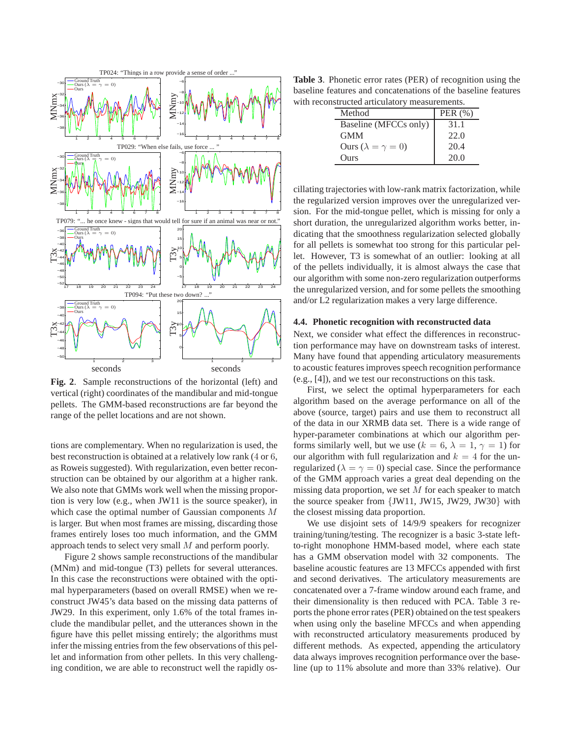TP024: "Things in a row provide a sense of order ..."

Ground Truth
Ours ($\lambda = \gamma = 0$)
Ours

MNmx

MNmy

TP029: "When else fails, use force ... "

Ground Truth
Ours ($\lambda = \gamma = 0$)
Ours

MNmx

MNmy

TP079: "... he once knew - signs that would tell for sure if an animal was near or not."

Ground Truth
Ours ($\lambda = \gamma = 0$)
Ours

T3x

T3y

TP094: "Put these two down? ..."

Ground Truth
Ours ($\lambda = \gamma = 0$)
Ours

T3x

T3y

seconds

seconds

**Fig. 2**. Sample reconstructions of the horizontal (left) and vertical (right) coordinates of the mandibular and mid-tongue pellets. The GMM-based reconstructions are far beyond the range of the pellet locations and are not shown.

tions are complementary. When no regularization is used, the best reconstruction is obtained at a relatively low rank (4 or 6, as Roweis suggested). With regularization, even better reconstruction can be obtained by our algorithm at a higher rank. We also note that GMMs work well when the missing proportion is very low (e.g., when JW11 is the source speaker), in which case the optimal number of Gaussian components $M$ is larger. But when most frames are missing, discarding those frames entirely loses too much information, and the GMM approach tends to select very small $M$ and perform poorly.

Figure 2 shows sample reconstructions of the mandibular (MNm) and mid-tongue (T3) pellets for several utterances. In this case the reconstructions were obtained with the optimal hyperparameters (based on overall RMSE) when we reconstruct JW45's data based on the missing data patterns of JW29. In this experiment, only 1.6% of the total frames include the mandibular pellet, and the utterances shown in the figure have this pellet missing entirely; the algorithms must infer the missing entries from the few observations of this pellet and information from other pellets. In this very challenging condition, we are able to reconstruct well the rapidly oscillating trajectories with low-rank matrix factorization, while the regularized version improves over the unregularized version. For the mid-tongue pellet, which is missing for only a short duration, the unregularized algorithm works better, indicating that the smoothness regularization selected globally for all pellets is somewhat too strong for this particular pellet. However, T3 is somewhat of an outlier: looking at all of the pellets individually, it is almost always the case that our algorithm with some non-zero regularization outperforms the unregularized version, and for some pellets the smoothing and/or L2 regularization makes a very large difference.

**Table 3**. Phonetic error rates (PER) of recognition using the baseline features and concatenations of the baseline features with reconstructed articulatory measurements.

| Method | PER (%) |
|---|---|
| Baseline (MFCCs only) | 31.1 |
| GMM | 22.0 |
| Ours ($\lambda = \gamma = 0$) | 20.4 |
| Ours | 20.0 |

### 4.4. Phonetic recognition with reconstructed data

Next, we consider what effect the differences in reconstruction performance may have on downstream tasks of interest. Many have found that appending articulatory measurements to acoustic features improves speech recognition performance (e.g., [4]), and we test our reconstructions on this task.

First, we select the optimal hyperparameters for each algorithm based on the average performance on all of the above (source, target) pairs and use them to reconstruct all of the data in our XRMB data set. There is a wide range of hyper-parameter combinations at which our algorithm performs similarly well, but we use ($k = 6$, $\lambda = 1$, $\gamma = 1$) for our algorithm with full regularization and $k = 4$ for the unregularized ($\lambda = \gamma = 0$) special case. Since the performance of the GMM approach varies a great deal depending on the missing data proportion, we set $M$ for each speaker to match the source speaker from $\{$JW11, JW15, JW29, JW30$\}$ with the closest missing data proportion.

We use disjoint sets of 14/9/9 speakers for recognizer training/tuning/testing. The recognizer is a basic 3-state left-to-right monophone HMM-based model, where each state has a GMM observation model with 32 components. The baseline acoustic features are 13 MFCCs appended with first and second derivatives. The articulatory measurements are concatenated over a 7-frame window around each frame, and their dimensionality is then reduced with PCA. Table 3 reports the phone error rates (PER) obtained on the test speakers when using only the baseline MFCCs and when appending with reconstructed articulatory measurements produced by different methods. As expected, appending the articulatory data always improves recognition performance over the baseline (up to 11% absolute and more than 33% relative). Our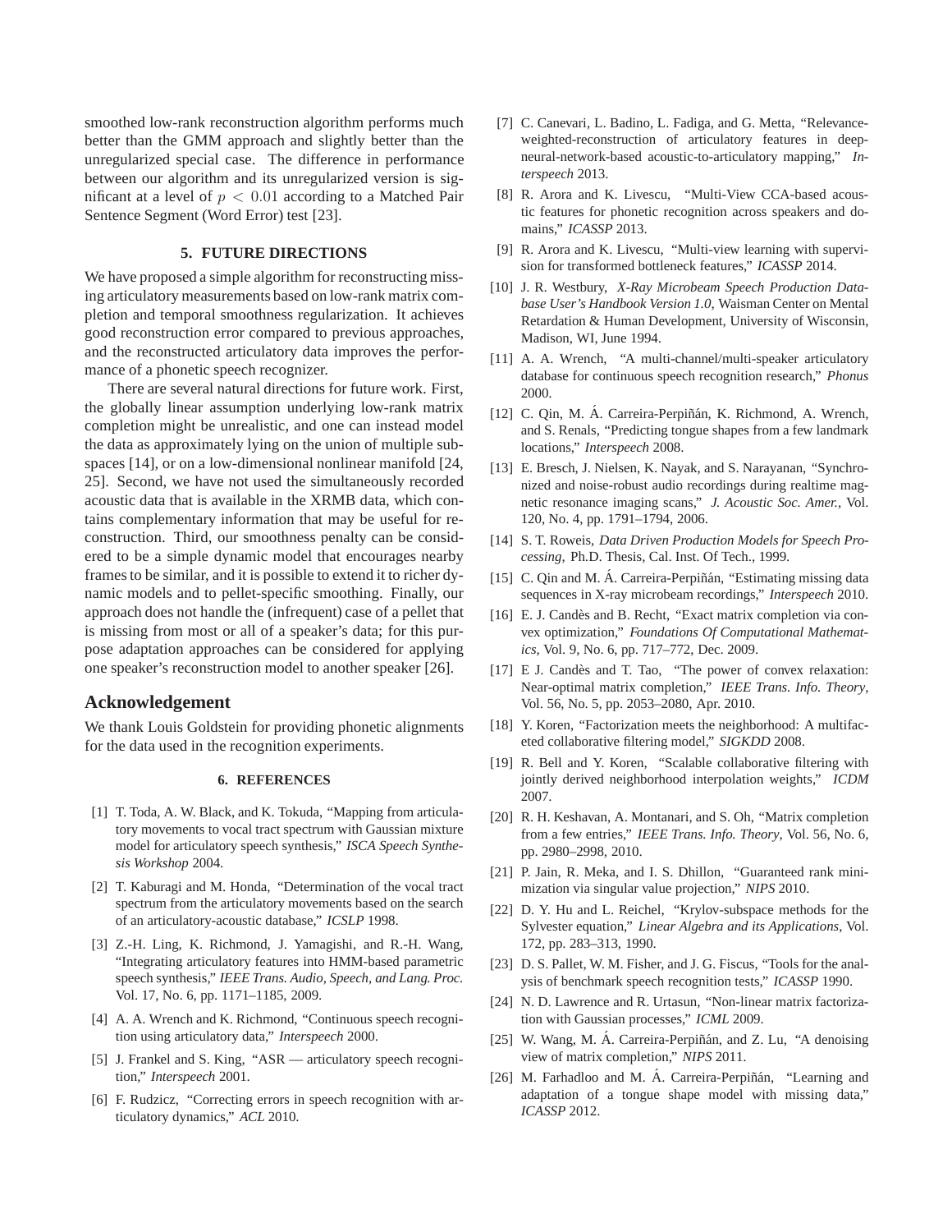smoothed low-rank reconstruction algorithm performs much better than the GMM approach and slightly better than the unregularized special case. The difference in performance between our algorithm and its unregularized version is significant at a level of $p < 0.01$ according to a Matched Pair Sentence Segment (Word Error) test [23].

## 5. FUTURE DIRECTIONS

We have proposed a simple algorithm for reconstructing missing articulatory measurements based on low-rank matrix completion and temporal smoothness regularization. It achieves good reconstruction error compared to previous approaches, and the reconstructed articulatory data improves the performance of a phonetic speech recognizer.

There are several natural directions for future work. First, the globally linear assumption underlying low-rank matrix completion might be unrealistic, and one can instead model the data as approximately lying on the union of multiple subspaces [14], or on a low-dimensional nonlinear manifold [24, 25]. Second, we have not used the simultaneously recorded acoustic data that is available in the XRMB data, which contains complementary information that may be useful for reconstruction. Third, our smoothness penalty can be considered to be a simple dynamic model that encourages nearby frames to be similar, and it is possible to extend it to richer dynamic models and to pellet-specific smoothing. Finally, our approach does not handle the (infrequent) case of a pellet that is missing from most or all of a speaker's data; for this purpose adaptation approaches can be considered for applying one speaker's reconstruction model to another speaker [26].

## Acknowledgement

We thank Louis Goldstein for providing phonetic alignments for the data used in the recognition experiments.

## 6. REFERENCES

[1] T. Toda, A. W. Black, and K. Tokuda, "Mapping from articulatory movements to vocal tract spectrum with Gaussian mixture model for articulatory speech synthesis," *ISCA Speech Synthesis Workshop* 2004.

[2] T. Kaburagi and M. Honda, "Determination of the vocal tract spectrum from the articulatory movements based on the search of an articulatory-acoustic database," *ICSLP* 1998.

[3] Z.-H. Ling, K. Richmond, J. Yamagishi, and R.-H. Wang, "Integrating articulatory features into HMM-based parametric speech synthesis," *IEEE Trans. Audio, Speech, and Lang. Proc.* Vol. 17, No. 6, pp. 1171–1185, 2009.

[4] A. A. Wrench and K. Richmond, "Continuous speech recognition using articulatory data," *Interspeech* 2000.

[5] J. Frankel and S. King, "ASR — articulatory speech recognition," *Interspeech* 2001.

[6] F. Rudzicz, "Correcting errors in speech recognition with articulatory dynamics," *ACL* 2010.

[7] C. Canevari, L. Badino, L. Fadiga, and G. Metta, "Relevance-weighted-reconstruction of articulatory features in deep-neural-network-based acoustic-to-articulatory mapping," *Interspeech* 2013.

[8] R. Arora and K. Livescu, "Multi-View CCA-based acoustic features for phonetic recognition across speakers and domains," *ICASSP* 2013.

[9] R. Arora and K. Livescu, "Multi-view learning with supervision for transformed bottleneck features," *ICASSP* 2014.

[10] J. R. Westbury, *X-Ray Microbeam Speech Production Database User's Handbook Version 1.0*, Waisman Center on Mental Retardation & Human Development, University of Wisconsin, Madison, WI, June 1994.

[11] A. A. Wrench, "A multi-channel/multi-speaker articulatory database for continuous speech recognition research," *Phonus* 2000.

[12] C. Qin, M. Á. Carreira-Perpiñán, K. Richmond, A. Wrench, and S. Renals, "Predicting tongue shapes from a few landmark locations," *Interspeech* 2008.

[13] E. Bresch, J. Nielsen, K. Nayak, and S. Narayanan, "Synchronized and noise-robust audio recordings during realtime magnetic resonance imaging scans," *J. Acoustic Soc. Amer.*, Vol. 120, No. 4, pp. 1791–1794, 2006.

[14] S. T. Roweis, *Data Driven Production Models for Speech Processing*, Ph.D. Thesis, Cal. Inst. Of Tech., 1999.

[15] C. Qin and M. Á. Carreira-Perpiñán, "Estimating missing data sequences in X-ray microbeam recordings," *Interspeech* 2010.

[16] E. J. Candès and B. Recht, "Exact matrix completion via convex optimization," *Foundations Of Computational Mathematics*, Vol. 9, No. 6, pp. 717–772, Dec. 2009.

[17] E J. Candès and T. Tao, "The power of convex relaxation: Near-optimal matrix completion," *IEEE Trans. Info. Theory*, Vol. 56, No. 5, pp. 2053–2080, Apr. 2010.

[18] Y. Koren, "Factorization meets the neighborhood: A multifaceted collaborative filtering model," *SIGKDD* 2008.

[19] R. Bell and Y. Koren, "Scalable collaborative filtering with jointly derived neighborhood interpolation weights," *ICDM* 2007.

[20] R. H. Keshavan, A. Montanari, and S. Oh, "Matrix completion from a few entries," *IEEE Trans. Info. Theory*, Vol. 56, No. 6, pp. 2980–2998, 2010.

[21] P. Jain, R. Meka, and I. S. Dhillon, "Guaranteed rank minimization via singular value projection," *NIPS* 2010.

[22] D. Y. Hu and L. Reichel, "Krylov-subspace methods for the Sylvester equation," *Linear Algebra and its Applications*, Vol. 172, pp. 283–313, 1990.

[23] D. S. Pallet, W. M. Fisher, and J. G. Fiscus, "Tools for the analysis of benchmark speech recognition tests," *ICASSP* 1990.

[24] N. D. Lawrence and R. Urtasun, "Non-linear matrix factorization with Gaussian processes," *ICML* 2009.

[25] W. Wang, M. Á. Carreira-Perpiñán, and Z. Lu, "A denoising view of matrix completion," *NIPS* 2011.

[26] M. Farhadloo and M. Á. Carreira-Perpiñán, "Learning and adaptation of a tongue shape model with missing data," *ICASSP* 2012.